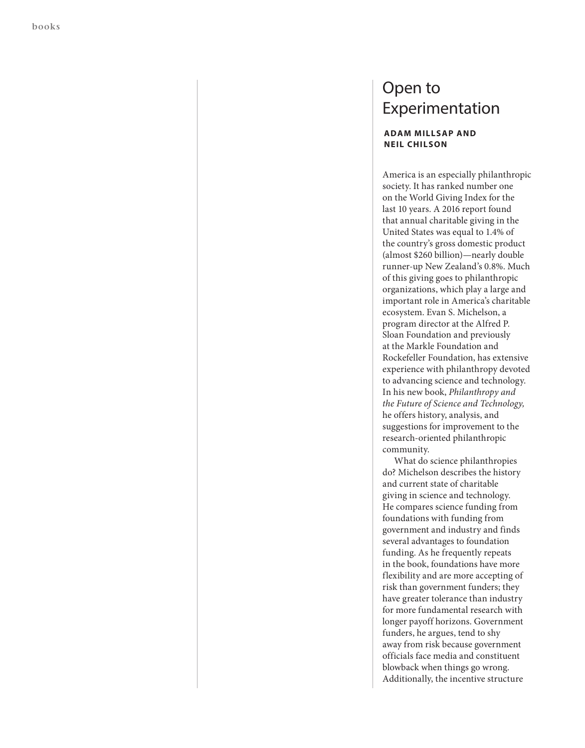# Open to Experimentation

**ADAM MILLSAP AND NEIL CHILSON**

America is an especially philanthropic society. It has ranked number one on the World Giving Index for the last 10 years. A 2016 report found that annual charitable giving in the United States was equal to 1.4% of the country's gross domestic product (almost $260 billion)—nearly double runner-up New Zealand's 0.8%. Much of this giving goes to philanthropic organizations, which play a large and important role in America's charitable ecosystem. Evan S. Michelson, a program director at the Alfred P. Sloan Foundation and previously at the Markle Foundation and Rockefeller Foundation, has extensive experience with philanthropy devoted to advancing science and technology. In his new book, *Philanthropy and the Future of Science and Technology*, he offers history, analysis, and suggestions for improvement to the research-oriented philanthropic community.

What do science philanthropies do? Michelson describes the history and current state of charitable giving in science and technology. He compares science funding from foundations with funding from government and industry and finds several advantages to foundation funding. As he frequently repeats in the book, foundations have more flexibility and are more accepting of risk than government funders; they have greater tolerance than industry for more fundamental research with longer payoff horizons. Government funders, he argues, tend to shy away from risk because government officials face media and constituent blowback when things go wrong. Additionally, the incentive structure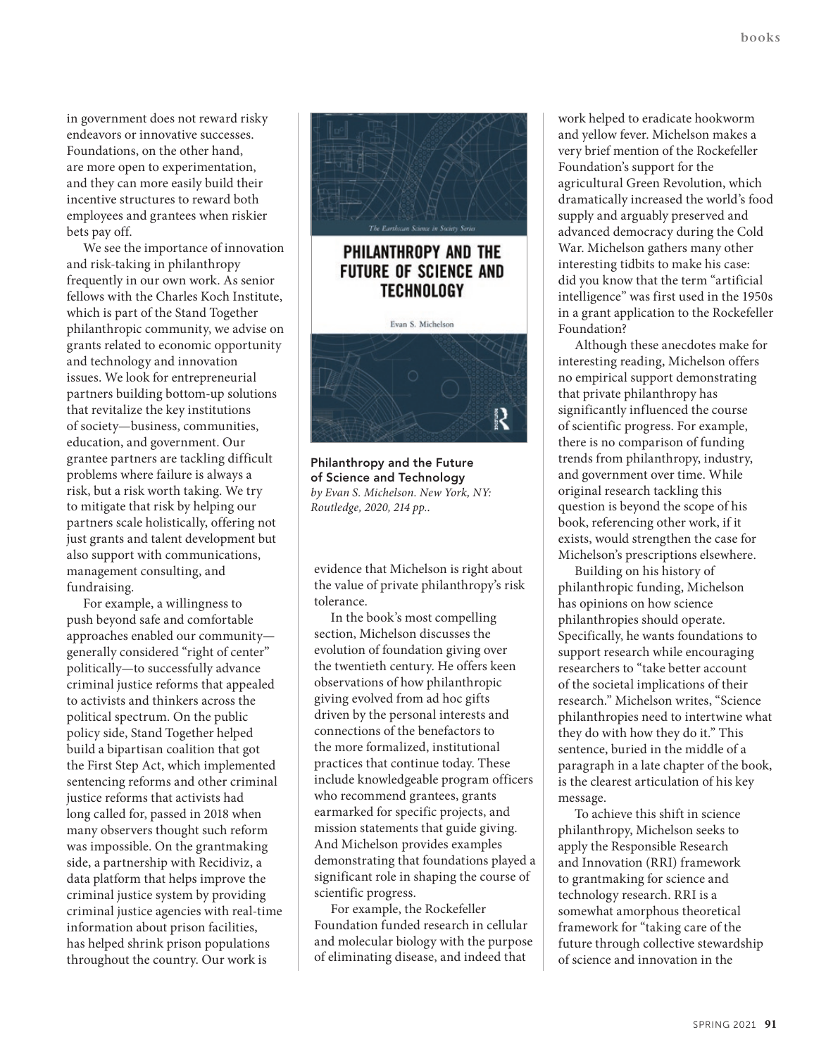in government does not reward risky endeavors or innovative successes. Foundations, on the other hand, are more open to experimentation, and they can more easily build their incentive structures to reward both employees and grantees when riskier bets pay off.

We see the importance of innovation and risk-taking in philanthropy frequently in our own work. As senior fellows with the Charles Koch Institute, which is part of the Stand Together philanthropic community, we advise on grants related to economic opportunity and technology and innovation issues. We look for entrepreneurial partners building bottom-up solutions that revitalize the key institutions of society—business, communities, education, and government. Our grantee partners are tackling difficult problems where failure is always a risk, but a risk worth taking. We try to mitigate that risk by helping our partners scale holistically, offering not just grants and talent development but also support with communications, management consulting, and fundraising.

For example, a willingness to push beyond safe and comfortable approaches enabled our community—generally considered "right of center" politically—to successfully advance criminal justice reforms that appealed to activists and thinkers across the political spectrum. On the public policy side, Stand Together helped build a bipartisan coalition that got the First Step Act, which implemented sentencing reforms and other criminal justice reforms that activists had long called for, passed in 2018 when many observers thought such reform was impossible. On the grantmaking side, a partnership with Recidiviz, a data platform that helps improve the criminal justice system by providing criminal justice agencies with real-time information about prison facilities, has helped shrink prison populations throughout the country. Our work is evidence that Michelson is right about the value of private philanthropy's risk tolerance.

**Philanthropy and the Future of Science and Technology**
*by Evan S. Michelson. New York, NY: Routledge, 2020, 214 pp..*

In the book's most compelling section, Michelson discusses the evolution of foundation giving over the twentieth century. He offers keen observations of how philanthropic giving evolved from ad hoc gifts driven by the personal interests and connections of the benefactors to the more formalized, institutional practices that continue today. These include knowledgeable program officers who recommend grantees, grants earmarked for specific projects, and mission statements that guide giving. And Michelson provides examples demonstrating that foundations played a significant role in shaping the course of scientific progress.

For example, the Rockefeller Foundation funded research in cellular and molecular biology with the purpose of eliminating disease, and indeed that work helped to eradicate hookworm and yellow fever. Michelson makes a very brief mention of the Rockefeller Foundation's support for the agricultural Green Revolution, which dramatically increased the world's food supply and arguably preserved and advanced democracy during the Cold War. Michelson gathers many other interesting tidbits to make his case: did you know that the term "artificial intelligence" was first used in the 1950s in a grant application to the Rockefeller Foundation?

Although these anecdotes make for interesting reading, Michelson offers no empirical support demonstrating that private philanthropy has significantly influenced the course of scientific progress. For example, there is no comparison of funding trends from philanthropy, industry, and government over time. While original research tackling this question is beyond the scope of his book, referencing other work, if it exists, would strengthen the case for Michelson's prescriptions elsewhere.

Building on his history of philanthropic funding, Michelson has opinions on how science philanthropies should operate. Specifically, he wants foundations to support research while encouraging researchers to "take better account of the societal implications of their research." Michelson writes, "Science philanthropies need to intertwine what they do with how they do it." This sentence, buried in the middle of a paragraph in a late chapter of the book, is the clearest articulation of his key message.

To achieve this shift in science philanthropy, Michelson seeks to apply the Responsible Research and Innovation (RRI) framework to grantmaking for science and technology research. RRI is a somewhat amorphous theoretical framework for "taking care of the future through collective stewardship of science and innovation in the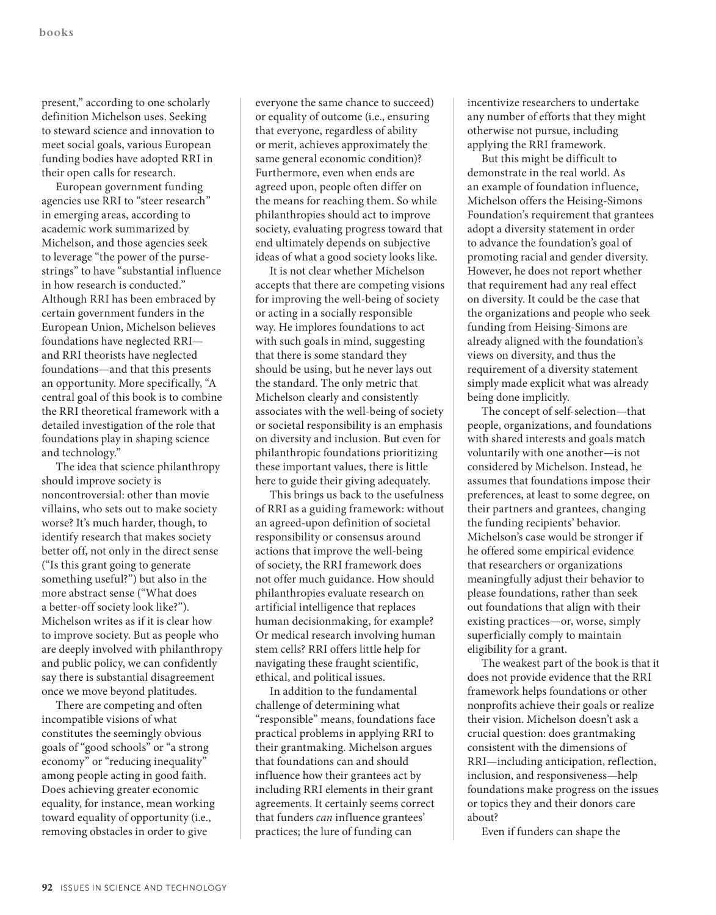present," according to one scholarly definition Michelson uses. Seeking to steward science and innovation to meet social goals, various European funding bodies have adopted RRI in their open calls for research.

European government funding agencies use RRI to "steer research" in emerging areas, according to academic work summarized by Michelson, and those agencies seek to leverage "the power of the purse-strings" to have "substantial influence in how research is conducted." Although RRI has been embraced by certain government funders in the European Union, Michelson believes foundations have neglected RRI—and RRI theorists have neglected foundations—and that this presents an opportunity. More specifically, "A central goal of this book is to combine the RRI theoretical framework with a detailed investigation of the role that foundations play in shaping science and technology."

The idea that science philanthropy should improve society is noncontroversial: other than movie villains, who sets out to make society worse? It's much harder, though, to identify research that makes society better off, not only in the direct sense ("Is this grant going to generate something useful?") but also in the more abstract sense ("What does a better-off society look like?"). Michelson writes as if it is clear how to improve society. But as people who are deeply involved with philanthropy and public policy, we can confidently say there is substantial disagreement once we move beyond platitudes.

There are competing and often incompatible visions of what constitutes the seemingly obvious goals of "good schools" or "a strong economy" or "reducing inequality" among people acting in good faith. Does achieving greater economic equality, for instance, mean working toward equality of opportunity (i.e., removing obstacles in order to give everyone the same chance to succeed) or equality of outcome (i.e., ensuring that everyone, regardless of ability or merit, achieves approximately the same general economic condition)? Furthermore, even when ends are agreed upon, people often differ on the means for reaching them. So while philanthropies should act to improve society, evaluating progress toward that end ultimately depends on subjective ideas of what a good society looks like.

It is not clear whether Michelson accepts that there are competing visions for improving the well-being of society or acting in a socially responsible way. He implores foundations to act with such goals in mind, suggesting that there is some standard they should be using, but he never lays out the standard. The only metric that Michelson clearly and consistently associates with the well-being of society or societal responsibility is an emphasis on diversity and inclusion. But even for philanthropic foundations prioritizing these important values, there is little here to guide their giving adequately.

This brings us back to the usefulness of RRI as a guiding framework: without an agreed-upon definition of societal responsibility or consensus around actions that improve the well-being of society, the RRI framework does not offer much guidance. How should philanthropies evaluate research on artificial intelligence that replaces human decisionmaking, for example? Or medical research involving human stem cells? RRI offers little help for navigating these fraught scientific, ethical, and political issues.

In addition to the fundamental challenge of determining what "responsible" means, foundations face practical problems in applying RRI to their grantmaking. Michelson argues that foundations can and should influence how their grantees act by including RRI elements in their grant agreements. It certainly seems correct that funders *can* influence grantees' practices; the lure of funding can incentivize researchers to undertake any number of efforts that they might otherwise not pursue, including applying the RRI framework.

But this might be difficult to demonstrate in the real world. As an example of foundation influence, Michelson offers the Heising-Simons Foundation's requirement that grantees adopt a diversity statement in order to advance the foundation's goal of promoting racial and gender diversity. However, he does not report whether that requirement had any real effect on diversity. It could be the case that the organizations and people who seek funding from Heising-Simons are already aligned with the foundation's views on diversity, and thus the requirement of a diversity statement simply made explicit what was already being done implicitly.

The concept of self-selection—that people, organizations, and foundations with shared interests and goals match voluntarily with one another—is not considered by Michelson. Instead, he assumes that foundations impose their preferences, at least to some degree, on their partners and grantees, changing the funding recipients' behavior. Michelson's case would be stronger if he offered some empirical evidence that researchers or organizations meaningfully adjust their behavior to please foundations, rather than seek out foundations that align with their existing practices—or, worse, simply superficially comply to maintain eligibility for a grant.

The weakest part of the book is that it does not provide evidence that the RRI framework helps foundations or other nonprofits achieve their goals or realize their vision. Michelson doesn't ask a crucial question: does grantmaking consistent with the dimensions of RRI—including anticipation, reflection, inclusion, and responsiveness—help foundations make progress on the issues or topics they and their donors care about?

Even if funders can shape the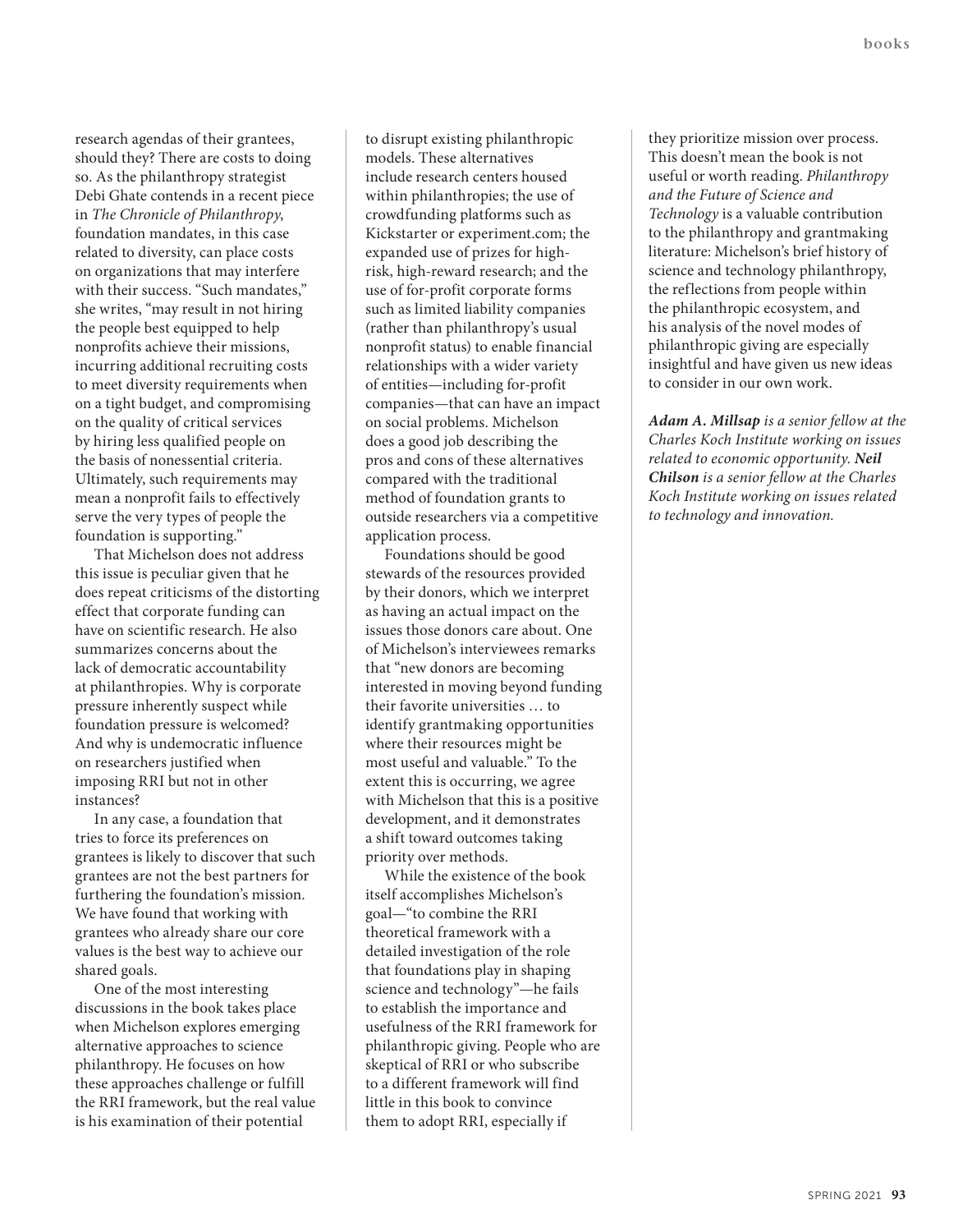research agendas of their grantees, should they? There are costs to doing so. As the philanthropy strategist Debi Ghate contends in a recent piece in *The Chronicle of Philanthropy*, foundation mandates, in this case related to diversity, can place costs on organizations that may interfere with their success. "Such mandates," she writes, "may result in not hiring the people best equipped to help nonprofits achieve their missions, incurring additional recruiting costs to meet diversity requirements when on a tight budget, and compromising on the quality of critical services by hiring less qualified people on the basis of nonessential criteria. Ultimately, such requirements may mean a nonprofit fails to effectively serve the very types of people the foundation is supporting."

That Michelson does not address this issue is peculiar given that he does repeat criticisms of the distorting effect that corporate funding can have on scientific research. He also summarizes concerns about the lack of democratic accountability at philanthropies. Why is corporate pressure inherently suspect while foundation pressure is welcomed? And why is undemocratic influence on researchers justified when imposing RRI but not in other instances?

In any case, a foundation that tries to force its preferences on grantees is likely to discover that such grantees are not the best partners for furthering the foundation's mission. We have found that working with grantees who already share our core values is the best way to achieve our shared goals.

One of the most interesting discussions in the book takes place when Michelson explores emerging alternative approaches to science philanthropy. He focuses on how these approaches challenge or fulfill the RRI framework, but the real value is his examination of their potential to disrupt existing philanthropic models. These alternatives include research centers housed within philanthropies; the use of crowdfunding platforms such as Kickstarter or experiment.com; the expanded use of prizes for high-risk, high-reward research; and the use of for-profit corporate forms such as limited liability companies (rather than philanthropy's usual nonprofit status) to enable financial relationships with a wider variety of entities—including for-profit companies—that can have an impact on social problems. Michelson does a good job describing the pros and cons of these alternatives compared with the traditional method of foundation grants to outside researchers via a competitive application process.

Foundations should be good stewards of the resources provided by their donors, which we interpret as having an actual impact on the issues those donors care about. One of Michelson's interviewees remarks that "new donors are becoming interested in moving beyond funding their favorite universities … to identify grantmaking opportunities where their resources might be most useful and valuable." To the extent this is occurring, we agree with Michelson that this is a positive development, and it demonstrates a shift toward outcomes taking priority over methods.

While the existence of the book itself accomplishes Michelson's goal—"to combine the RRI theoretical framework with a detailed investigation of the role that foundations play in shaping science and technology"—he fails to establish the importance and usefulness of the RRI framework for philanthropic giving. People who are skeptical of RRI or who subscribe to a different framework will find little in this book to convince them to adopt RRI, especially if they prioritize mission over process. This doesn't mean the book is not useful or worth reading. *Philanthropy and the Future of Science and Technology* is a valuable contribution to the philanthropy and grantmaking literature: Michelson's brief history of science and technology philanthropy, the reflections from people within the philanthropic ecosystem, and his analysis of the novel modes of philanthropic giving are especially insightful and have given us new ideas to consider in our own work.

***Adam A. Millsap*** *is a senior fellow at the Charles Koch Institute working on issues related to economic opportunity.* ***Neil Chilson*** *is a senior fellow at the Charles Koch Institute working on issues related to technology and innovation.*